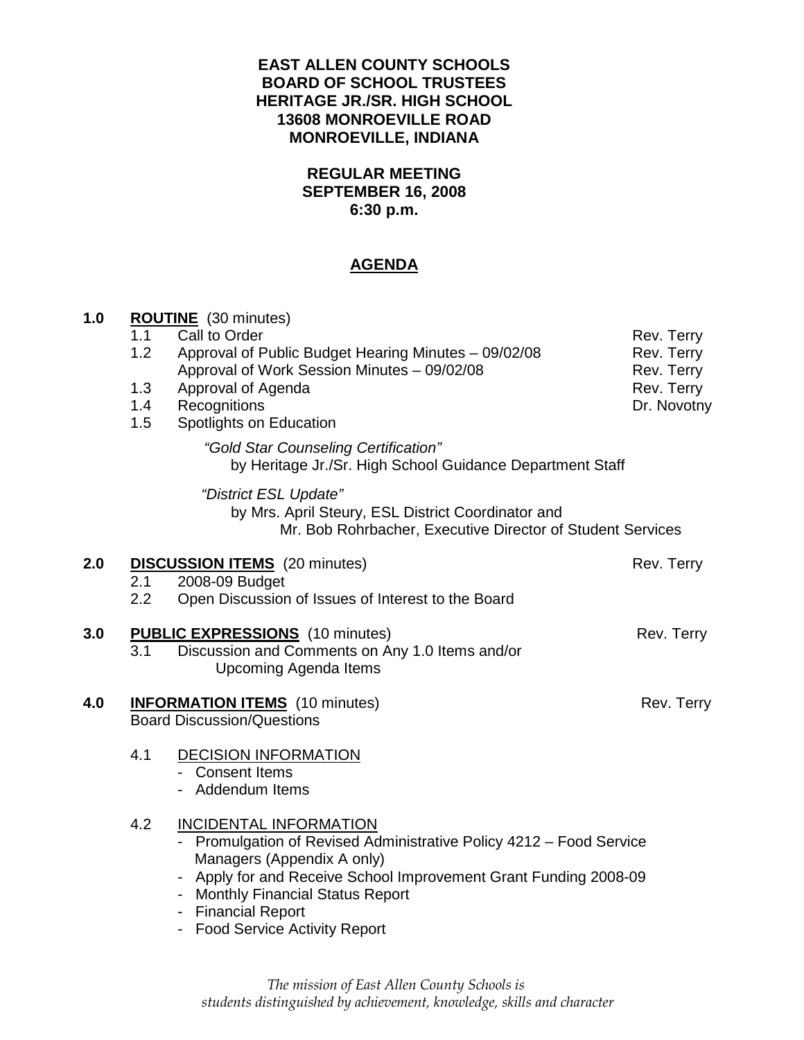**EAST ALLEN COUNTY SCHOOLS**
**BOARD OF SCHOOL TRUSTEES**
**HERITAGE JR./SR. HIGH SCHOOL**
**13608 MONROEVILLE ROAD**
**MONROEVILLE, INDIANA**

**REGULAR MEETING**
**SEPTEMBER 16, 2008**
**6:30 p.m.**

# AGENDA

**1.0 ROUTINE** (30 minutes)

- 1.1 Call to Order — Rev. Terry
- 1.2 Approval of Public Budget Hearing Minutes – 09/02/08 — Rev. Terry
  Approval of Work Session Minutes – 09/02/08 — Rev. Terry
- 1.3 Approval of Agenda — Rev. Terry
- 1.4 Recognitions — Dr. Novotny
- 1.5 Spotlights on Education

  *"Gold Star Counseling Certification"*
  by Heritage Jr./Sr. High School Guidance Department Staff

  *"District ESL Update"*
  by Mrs. April Steury, ESL District Coordinator and
  Mr. Bob Rohrbacher, Executive Director of Student Services

**2.0 DISCUSSION ITEMS** (20 minutes) — Rev. Terry

- 2.1 2008-09 Budget
- 2.2 Open Discussion of Issues of Interest to the Board

**3.0 PUBLIC EXPRESSIONS** (10 minutes) — Rev. Terry

- 3.1 Discussion and Comments on Any 1.0 Items and/or Upcoming Agenda Items

**4.0 INFORMATION ITEMS** (10 minutes) — Rev. Terry

Board Discussion/Questions

- 4.1 DECISION INFORMATION
  - Consent Items
  - Addendum Items

- 4.2 INCIDENTAL INFORMATION
  - Promulgation of Revised Administrative Policy 4212 – Food Service Managers (Appendix A only)
  - Apply for and Receive School Improvement Grant Funding 2008-09
  - Monthly Financial Status Report
  - Financial Report
  - Food Service Activity Report

*The mission of East Allen County Schools is*
*students distinguished by achievement, knowledge, skills and character*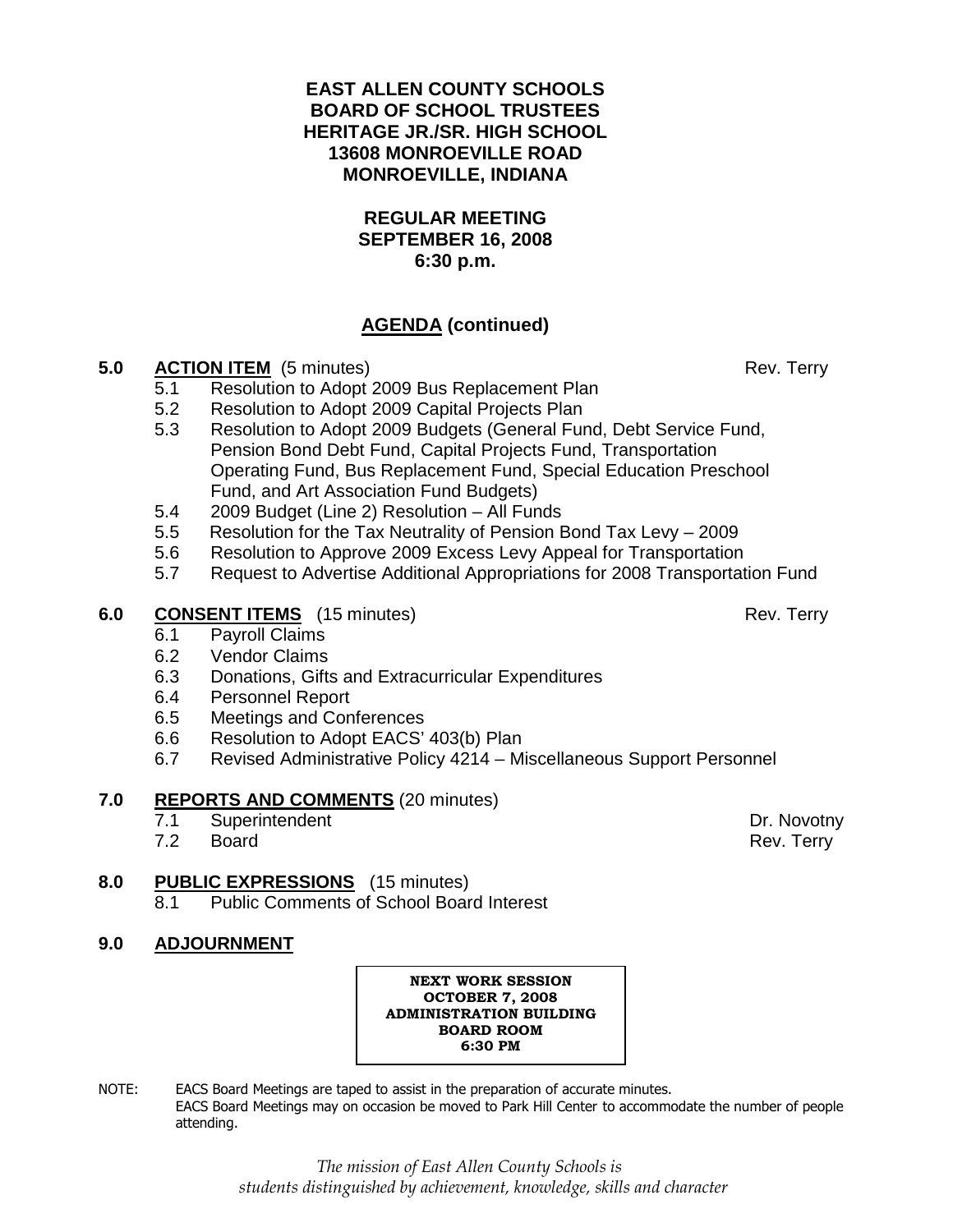**EAST ALLEN COUNTY SCHOOLS**
**BOARD OF SCHOOL TRUSTEES**
**HERITAGE JR./SR. HIGH SCHOOL**
**13608 MONROEVILLE ROAD**
**MONROEVILLE, INDIANA**

**REGULAR MEETING**
**SEPTEMBER 16, 2008**
**6:30 p.m.**

## AGENDA (continued)

**5.0 ACTION ITEM** (5 minutes) — Rev. Terry

- 5.1 Resolution to Adopt 2009 Bus Replacement Plan
- 5.2 Resolution to Adopt 2009 Capital Projects Plan
- 5.3 Resolution to Adopt 2009 Budgets (General Fund, Debt Service Fund, Pension Bond Debt Fund, Capital Projects Fund, Transportation Operating Fund, Bus Replacement Fund, Special Education Preschool Fund, and Art Association Fund Budgets)
- 5.4 2009 Budget (Line 2) Resolution – All Funds
- 5.5 Resolution for the Tax Neutrality of Pension Bond Tax Levy – 2009
- 5.6 Resolution to Approve 2009 Excess Levy Appeal for Transportation
- 5.7 Request to Advertise Additional Appropriations for 2008 Transportation Fund

**6.0 CONSENT ITEMS** (15 minutes) — Rev. Terry

- 6.1 Payroll Claims
- 6.2 Vendor Claims
- 6.3 Donations, Gifts and Extracurricular Expenditures
- 6.4 Personnel Report
- 6.5 Meetings and Conferences
- 6.6 Resolution to Adopt EACS' 403(b) Plan
- 6.7 Revised Administrative Policy 4214 – Miscellaneous Support Personnel

**7.0 REPORTS AND COMMENTS** (20 minutes)

- 7.1 Superintendent — Dr. Novotny
- 7.2 Board — Rev. Terry

**8.0 PUBLIC EXPRESSIONS** (15 minutes)

- 8.1 Public Comments of School Board Interest

**9.0 ADJOURNMENT**

**NEXT WORK SESSION**
**OCTOBER 7, 2008**
**ADMINISTRATION BUILDING**
**BOARD ROOM**
**6:30 PM**

NOTE: EACS Board Meetings are taped to assist in the preparation of accurate minutes.
EACS Board Meetings may on occasion be moved to Park Hill Center to accommodate the number of people attending.

*The mission of East Allen County Schools is students distinguished by achievement, knowledge, skills and character*